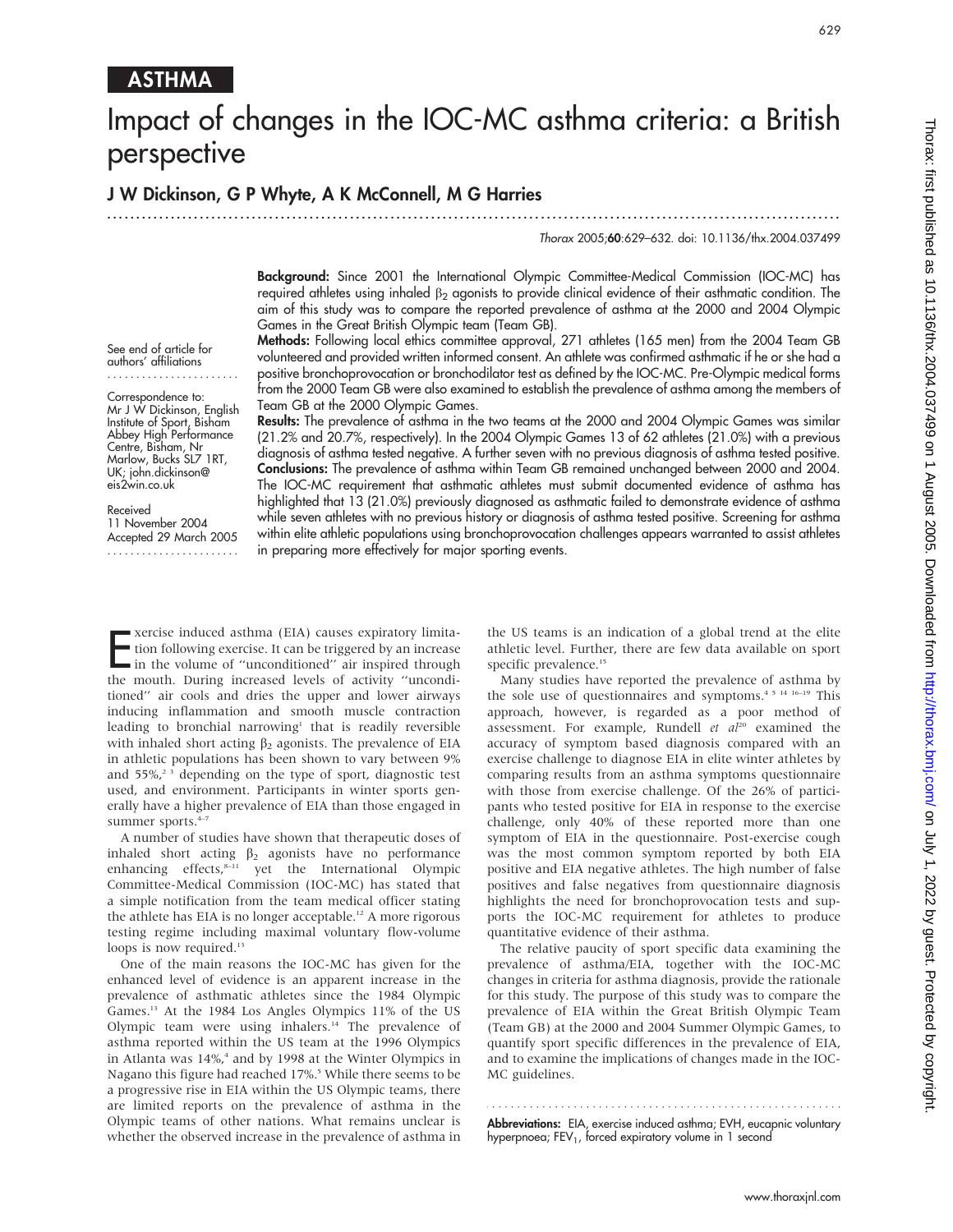## ASTHMA

# Impact of changes in the IOC-MC asthma criteria: a British perspective

**J W Dickinson, G P Whyte, A K McConnell, M G Harries**

*Thorax* 2005;**60**:629–632. doi: 10.1136/thx.2004.037499

See end of article for authors' affiliations

Correspondence to: Mr J W Dickinson, English Institute of Sport, Bisham Abbey High Performance Centre, Bisham, Nr Marlow, Bucks SL7 1RT, UK; john.dickinson@eis2win.co.uk

Received 11 November 2004
Accepted 29 March 2005

**Background:** Since 2001 the International Olympic Committee-Medical Commission (IOC-MC) has required athletes using inhaled $\beta_2$ agonists to provide clinical evidence of their asthmatic condition. The aim of this study was to compare the reported prevalence of asthma at the 2000 and 2004 Olympic Games in the Great British Olympic team (Team GB).

**Methods:** Following local ethics committee approval, 271 athletes (165 men) from the 2004 Team GB volunteered and provided written informed consent. An athlete was confirmed asthmatic if he or she had a positive bronchoprovocation or bronchodilator test as defined by the IOC-MC. Pre-Olympic medical forms from the 2000 Team GB were also examined to establish the prevalence of asthma among the members of Team GB at the 2000 Olympic Games.

**Results:** The prevalence of asthma in the two teams at the 2000 and 2004 Olympic Games was similar (21.2% and 20.7%, respectively). In the 2004 Olympic Games 13 of 62 athletes (21.0%) with a previous diagnosis of asthma tested negative. A further seven with no previous diagnosis of asthma tested positive.

**Conclusions:** The prevalence of asthma within Team GB remained unchanged between 2000 and 2004. The IOC-MC requirement that asthmatic athletes must submit documented evidence of asthma has highlighted that 13 (21.0%) previously diagnosed as asthmatic failed to demonstrate evidence of asthma while seven athletes with no previous history or diagnosis of asthma tested positive. Screening for asthma within elite athletic populations using bronchoprovocation challenges appears warranted to assist athletes in preparing more effectively for major sporting events.

Exercise induced asthma (EIA) causes expiratory limitation following exercise. It can be triggered by an increase in the volume of "unconditioned" air inspired through the mouth. During increased levels of activity "unconditioned" air cools and dries the upper and lower airways inducing inflammation and smooth muscle contraction leading to bronchial narrowing[1] that is readily reversible with inhaled short acting $\beta_2$ agonists. The prevalence of EIA in athletic populations has been shown to vary between 9% and 55%,[2,3] depending on the type of sport, diagnostic test used, and environment. Participants in winter sports generally have a higher prevalence of EIA than those engaged in summer sports.[4–7]

A number of studies have shown that therapeutic doses of inhaled short acting $\beta_2$ agonists have no performance enhancing effects,[8–11] yet the International Olympic Committee-Medical Commission (IOC-MC) has stated that a simple notification from the team medical officer stating the athlete has EIA is no longer acceptable.[12] A more rigorous testing regime including maximal voluntary flow-volume loops is now required.[13]

One of the main reasons the IOC-MC has given for the enhanced level of evidence is an apparent increase in the prevalence of asthmatic athletes since the 1984 Olympic Games.[13] At the 1984 Los Angles Olympics 11% of the US Olympic team were using inhalers.[14] The prevalence of asthma reported within the US team at the 1996 Olympics in Atlanta was 14%,[4] and by 1998 at the Winter Olympics in Nagano this figure had reached 17%.[5] While there seems to be a progressive rise in EIA within the US Olympic teams, there are limited reports on the prevalence of asthma in the Olympic teams of other nations. What remains unclear is whether the observed increase in the prevalence of asthma in the US teams is an indication of a global trend at the elite athletic level. Further, there are few data available on sport specific prevalence.[15]

Many studies have reported the prevalence of asthma by the sole use of questionnaires and symptoms.[4,5,14,16–19] This approach, however, is regarded as a poor method of assessment. For example, Rundell *et al*[20] examined the accuracy of symptom based diagnosis compared with an exercise challenge to diagnose EIA in elite winter athletes by comparing results from an asthma symptoms questionnaire with those from exercise challenge. Of the 26% of participants who tested positive for EIA in response to the exercise challenge, only 40% of these reported more than one symptom of EIA in the questionnaire. Post-exercise cough was the most common symptom reported by both EIA positive and EIA negative athletes. The high number of false positives and false negatives from questionnaire diagnosis highlights the need for bronchoprovocation tests and supports the IOC-MC requirement for athletes to produce quantitative evidence of their asthma.

The relative paucity of sport specific data examining the prevalence of asthma/EIA, together with the IOC-MC changes in criteria for asthma diagnosis, provide the rationale for this study. The purpose of this study was to compare the prevalence of EIA within the Great British Olympic Team (Team GB) at the 2000 and 2004 Summer Olympic Games, to quantify sport specific differences in the prevalence of EIA, and to examine the implications of changes made in the IOC-MC guidelines.

**Abbreviations:** EIA, exercise induced asthma; EVH, eucapnic voluntary hyperpnoea; $FEV_1$, forced expiratory volume in 1 second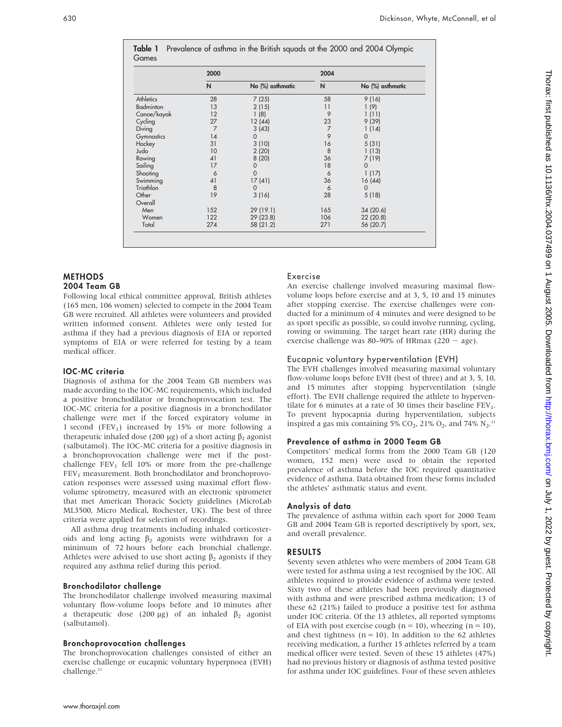**Table 1** Prevalence of asthma in the British squads at the 2000 and 2004 Olympic Games

| | 2000 | | 2004 | |
|---|---|---|---|---|
| | N | No (%) asthmatic | N | No (%) asthmatic |
| Athletics | 28 | 7 (25) | 58 | 9 (16) |
| Badminton | 13 | 2 (15) | 11 | 1 (9) |
| Canoe/kayak | 12 | 1 (8) | 9 | 1 (11) |
| Cycling | 27 | 12 (44) | 23 | 9 (39) |
| Diving | 7 | 3 (43) | 7 | 1 (14) |
| Gymnastics | 14 | 0 | 9 | 0 |
| Hockey | 31 | 3 (10) | 16 | 5 (31) |
| Judo | 10 | 2 (20) | 8 | 1 (13) |
| Rowing | 41 | 8 (20) | 36 | 7 (19) |
| Sailing | 17 | 0 | 18 | 0 |
| Shooting | 6 | 0 | 6 | 1 (17) |
| Swimming | 41 | 17 (41) | 36 | 16 (44) |
| Triathlon | 8 | 0 | 6 | 0 |
| Other | 19 | 3 (16) | 28 | 5 (18) |
| Overall | | | | |
| Men | 152 | 29 (19.1) | 165 | 34 (20.6) |
| Women | 122 | 29 (23.8) | 106 | 22 (20.8) |
| Total | 274 | 58 (21.2) | 271 | 56 (20.7) |

## METHODS

### 2004 Team GB

Following local ethical committee approval, British athletes (165 men, 106 women) selected to compete in the 2004 Team GB were recruited. All athletes were volunteers and provided written informed consent. Athletes were only tested for asthma if they had a previous diagnosis of EIA or reported symptoms of EIA or were referred for testing by a team medical officer.

### IOC-MC criteria

Diagnosis of asthma for the 2004 Team GB members was made according to the IOC-MC requirements, which included a positive bronchodilator or bronchoprovocation test. The IOC-MC criteria for a positive diagnosis in a bronchodilator challenge were met if the forced expiratory volume in 1 second ($FEV_1$) increased by 15% or more following a therapeutic inhaled dose (200 μg) of a short acting $\beta_2$ agonist (salbutamol). The IOC-MC criteria for a positive diagnosis in a bronchoprovocation challenge were met if the post-challenge $FEV_1$ fell 10% or more from the pre-challenge $FEV_1$ measurement. Both bronchodilator and bronchoprovocation responses were assessed using maximal effort flow-volume spirometry, measured with an electronic spirometer that met American Thoracic Society guidelines (MicroLab ML3500, Micro Medical, Rochester, UK). The best of three criteria were applied for selection of recordings.

All asthma drug treatments including inhaled corticosteroids and long acting $\beta_2$ agonists were withdrawn for a minimum of 72 hours before each bronchial challenge. Athletes were advised to use short acting $\beta_2$ agonists if they required any asthma relief during this period.

### Bronchodilator challenge

The bronchodilator challenge involved measuring maximal voluntary flow-volume loops before and 10 minutes after a therapeutic dose (200 μg) of an inhaled $\beta_2$ agonist (salbutamol).

### Bronchoprovocation challenges

The bronchoprovocation challenges consisted of either an exercise challenge or eucapnic voluntary hyperpnoea (EVH) challenge.[21]

### Exercise

An exercise challenge involved measuring maximal flow-volume loops before exercise and at 3, 5, 10 and 15 minutes after stopping exercise. The exercise challenges were conducted for a minimum of 4 minutes and were designed to be as sport specific as possible, so could involve running, cycling, rowing or swimming. The target heart rate (HR) during the exercise challenge was 80–90% of HRmax (220 − age).

### Eucapnic voluntary hyperventilation (EVH)

The EVH challenges involved measuring maximal voluntary flow-volume loops before EVH (best of three) and at 3, 5, 10, and 15 minutes after stopping hyperventilation (single effort). The EVH challenge required the athlete to hyperventilate for 6 minutes at a rate of 30 times their baseline $FEV_1$. To prevent hypocapnia during hyperventilation, subjects inspired a gas mix containing 5% $CO_2$, 21% $O_2$, and 74% $N_2$.[21]

### Prevalence of asthma in 2000 Team GB

Competitors' medical forms from the 2000 Team GB (120 women, 152 men) were used to obtain the reported prevalence of asthma before the IOC required quantitative evidence of asthma. Data obtained from these forms included the athletes' asthmatic status and event.

### Analysis of data

The prevalence of asthma within each sport for 2000 Team GB and 2004 Team GB is reported descriptively by sport, sex, and overall prevalence.

## RESULTS

Seventy seven athletes who were members of 2004 Team GB were tested for asthma using a test recognised by the IOC. All athletes required to provide evidence of asthma were tested. Sixty two of these athletes had been previously diagnosed with asthma and were prescribed asthma medication; 13 of these 62 (21%) failed to produce a positive test for asthma under IOC criteria. Of the 13 athletes, all reported symptoms of EIA with post exercise cough (n = 10), wheezing (n = 10), and chest tightness (n = 10). In addition to the 62 athletes receiving medication, a further 15 athletes referred by a team medical officer were tested. Seven of these 15 athletes (47%) had no previous history or diagnosis of asthma tested positive for asthma under IOC guidelines. Four of these seven athletes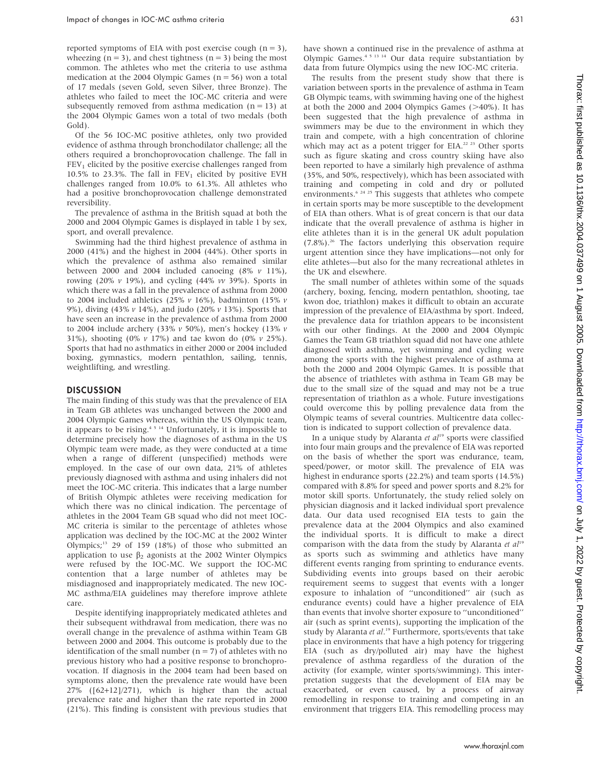reported symptoms of EIA with post exercise cough (n = 3), wheezing (n = 3), and chest tightness (n = 3) being the most common. The athletes who met the criteria to use asthma medication at the 2004 Olympic Games (n = 56) won a total of 17 medals (seven Gold, seven Silver, three Bronze). The athletes who failed to meet the IOC-MC criteria and were subsequently removed from asthma medication (n = 13) at the 2004 Olympic Games won a total of two medals (both Gold).

Of the 56 IOC-MC positive athletes, only two provided evidence of asthma through bronchodilator challenge; all the others required a bronchoprovocation challenge. The fall in $FEV_1$ elicited by the positive exercise challenges ranged from 10.5% to 23.3%. The fall in $FEV_1$ elicited by positive EVH challenges ranged from 10.0% to 61.3%. All athletes who had a positive bronchoprovocation challenge demonstrated reversibility.

The prevalence of asthma in the British squad at both the 2000 and 2004 Olympic Games is displayed in table 1 by sex, sport, and overall prevalence.

Swimming had the third highest prevalence of asthma in 2000 (41%) and the highest in 2004 (44%). Other sports in which the prevalence of asthma also remained similar between 2000 and 2004 included canoeing (8% *v* 11%), rowing (20% *v* 19%), and cycling (44% *vv* 39%). Sports in which there was a fall in the prevalence of asthma from 2000 to 2004 included athletics (25% *v* 16%), badminton (15% *v* 9%), diving (43% *v* 14%), and judo (20% *v* 13%). Sports that have seen an increase in the prevalence of asthma from 2000 to 2004 include archery (33% *v* 50%), men's hockey (13% *v* 31%), shooting (0% *v* 17%) and tae kwon do (0% *v* 25%). Sports that had no asthmatics in either 2000 or 2004 included boxing, gymnastics, modern pentathlon, sailing, tennis, weightlifting, and wrestling.

## DISCUSSION

The main finding of this study was that the prevalence of EIA in Team GB athletes was unchanged between the 2000 and 2004 Olympic Games whereas, within the US Olympic team, it appears to be rising.[4 5 14] Unfortunately, it is impossible to determine precisely how the diagnoses of asthma in the US Olympic team were made, as they were conducted at a time when a range of different (unspecified) methods were employed. In the case of our own data, 21% of athletes previously diagnosed with asthma and using inhalers did not meet the IOC-MC criteria. This indicates that a large number of British Olympic athletes were receiving medication for which there was no clinical indication. The percentage of athletes in the 2004 Team GB squad who did not meet IOC-MC criteria is similar to the percentage of athletes whose application was declined by the IOC-MC at the 2002 Winter Olympics;[13] 29 of 159 (18%) of those who submitted an application to use $\beta_2$ agonists at the 2002 Winter Olympics were refused by the IOC-MC. We support the IOC-MC contention that a large number of athletes may be misdiagnosed and inappropriately medicated. The new IOC-MC asthma/EIA guidelines may therefore improve athlete care.

Despite identifying inappropriately medicated athletes and their subsequent withdrawal from medication, there was no overall change in the prevalence of asthma within Team GB between 2000 and 2004. This outcome is probably due to the identification of the small number (n = 7) of athletes with no previous history who had a positive response to bronchoprovocation. If diagnosis in the 2004 team had been based on symptoms alone, then the prevalence rate would have been 27% ([62+12]/271), which is higher than the actual prevalence rate and higher than the rate reported in 2000 (21%). This finding is consistent with previous studies that have shown a continued rise in the prevalence of asthma at Olympic Games.[4 5 13 14] Our data require substantiation by data from future Olympics using the new IOC-MC criteria.

The results from the present study show that there is variation between sports in the prevalence of asthma in Team GB Olympic teams, with swimming having one of the highest at both the 2000 and 2004 Olympics Games (>40%). It has been suggested that the high prevalence of asthma in swimmers may be due to the environment in which they train and compete, with a high concentration of chlorine which may act as a potent trigger for EIA.[22 23] Other sports such as figure skating and cross country skiing have also been reported to have a similarly high prevalence of asthma (35%, and 50%, respectively), which has been associated with training and competing in cold and dry or polluted environments.[6 24 25] This suggests that athletes who compete in certain sports may be more susceptible to the development of EIA than others. What is of great concern is that our data indicate that the overall prevalence of asthma is higher in elite athletes than it is in the general UK adult population (7.8%).[26] The factors underlying this observation require urgent attention since they have implications—not only for elite athletes—but also for the many recreational athletes in the UK and elsewhere.

The small number of athletes within some of the squads (archery, boxing, fencing, modern pentathlon, shooting, tae kwon doe, triathlon) makes it difficult to obtain an accurate impression of the prevalence of EIA/asthma by sport. Indeed, the prevalence data for triathlon appears to be inconsistent with our other findings. At the 2000 and 2004 Olympic Games the Team GB triathlon squad did not have one athlete diagnosed with asthma, yet swimming and cycling were among the sports with the highest prevalence of asthma at both the 2000 and 2004 Olympic Games. It is possible that the absence of triathletes with asthma in Team GB may be due to the small size of the squad and may not be a true representation of triathlon as a whole. Future investigations could overcome this by polling prevalence data from the Olympic teams of several countries. Multicentre data collection is indicated to support collection of prevalence data.

In a unique study by Alaranta *et al*[19] sports were classified into four main groups and the prevalence of EIA was reported on the basis of whether the sport was endurance, team, speed/power, or motor skill. The prevalence of EIA was highest in endurance sports (22.2%) and team sports (14.5%) compared with 8.8% for speed and power sports and 8.2% for motor skill sports. Unfortunately, the study relied solely on physician diagnosis and it lacked individual sport prevalence data. Our data used recognised EIA tests to gain the prevalence data at the 2004 Olympics and also examined the individual sports. It is difficult to make a direct comparison with the data from the study by Alaranta *et al*[19] as sports such as swimming and athletics have many different events ranging from sprinting to endurance events. Subdividing events into groups based on their aerobic requirement seems to suggest that events with a longer exposure to inhalation of "unconditioned" air (such as endurance events) could have a higher prevalence of EIA than events that involve shorter exposure to "unconditioned" air (such as sprint events), supporting the implication of the study by Alaranta *et al*.[19] Furthermore, sports/events that take place in environments that have a high potency for triggering EIA (such as dry/polluted air) may have the highest prevalence of asthma regardless of the duration of the activity (for example, winter sports/swimming). This interpretation suggests that the development of EIA may be exacerbated, or even caused, by a process of airway remodelling in response to training and competing in an environment that triggers EIA. This remodelling process may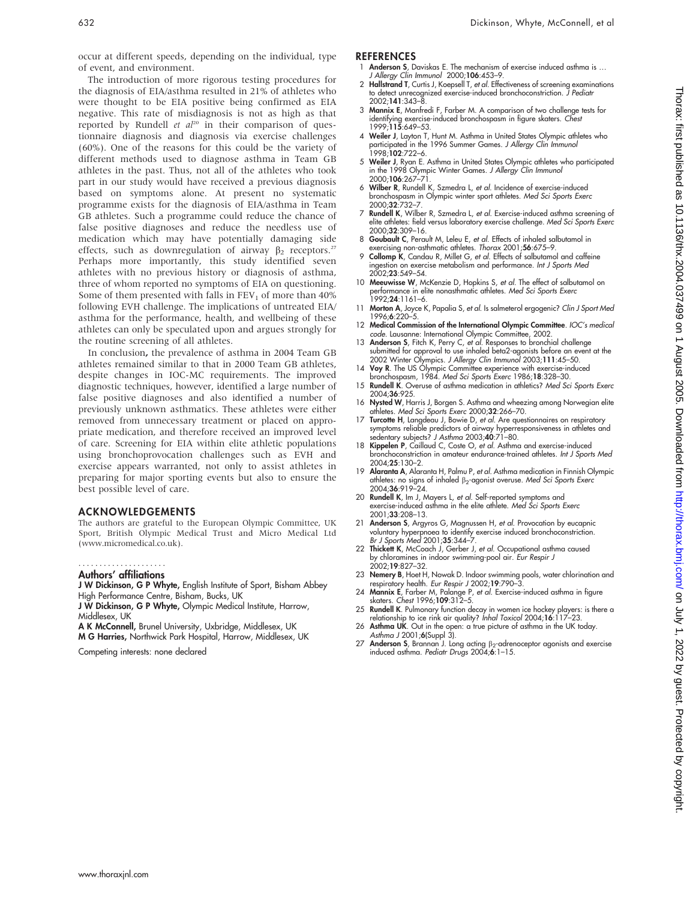occur at different speeds, depending on the individual, type of event, and environment.

The introduction of more rigorous testing procedures for the diagnosis of EIA/asthma resulted in 21% of athletes who were thought to be EIA positive being confirmed as EIA negative. This rate of misdiagnosis is not as high as that reported by Rundell *et al*[20] in their comparison of questionnaire diagnosis and diagnosis via exercise challenges (60%). One of the reasons for this could be the variety of different methods used to diagnose asthma in Team GB athletes in the past. Thus, not all of the athletes who took part in our study would have received a previous diagnosis based on symptoms alone. At present no systematic programme exists for the diagnosis of EIA/asthma in Team GB athletes. Such a programme could reduce the chance of false positive diagnoses and reduce the needless use of medication which may have potentially damaging side effects, such as downregulation of airway $\beta_2$ receptors.[27] Perhaps more importantly, this study identified seven athletes with no previous history or diagnosis of asthma, three of whom reported no symptoms of EIA on questioning. Some of them presented with falls in $FEV_1$ of more than 40% following EVH challenge. The implications of untreated EIA/asthma for the performance, health, and wellbeing of these athletes can only be speculated upon and argues strongly for the routine screening of all athletes.

In conclusion**,** the prevalence of asthma in 2004 Team GB athletes remained similar to that in 2000 Team GB athletes, despite changes in IOC-MC requirements. The improved diagnostic techniques, however, identified a large number of false positive diagnoses and also identified a number of previously unknown asthmatics. These athletes were either removed from unnecessary treatment or placed on appropriate medication, and therefore received an improved level of care. Screening for EIA within elite athletic populations using bronchoprovocation challenges such as EVH and exercise appears warranted, not only to assist athletes in preparing for major sporting events but also to ensure the best possible level of care.

## ACKNOWLEDGEMENTS

The authors are grateful to the European Olympic Committee, UK Sport, British Olympic Medical Trust and Micro Medical Ltd (www.micromedical.co.uk).

### Authors' affiliations

**J W Dickinson, G P Whyte,** English Institute of Sport, Bisham Abbey High Performance Centre, Bisham, Bucks, UK
**J W Dickinson, G P Whyte,** Olympic Medical Institute, Harrow, Middlesex, UK
**A K McConnell,** Brunel University, Uxbridge, Middlesex, UK
**M G Harries,** Northwick Park Hospital, Harrow, Middlesex, UK

Competing interests: none declared

## REFERENCES

1. **Anderson S**, Daviskas E. The mechanism of exercise induced asthma is … *J Allergy Clin Immunol* 2000;**106**:453–9.
2. **Hallstrand T**, Curtis J, Koepsell T, *et al*. Effectiveness of screening examinations to detect unrecognized exercise-induced bronchoconstriction. *J Pediatr* 2002;**141**:343–8.
3. **Mannix E**, Manfredi F, Farber M. A comparison of two challenge tests for identifying exercise-induced bronchospasm in figure skaters. *Chest* 1999;**115**:649–53.
4. **Weiler J**, Layton T, Hunt M. Asthma in United States Olympic athletes who participated in the 1996 Summer Games. *J Allergy Clin Immunol* 1998;**102**:722–6.
5. **Weiler J**, Ryan E. Asthma in United States Olympic athletes who participated in the 1998 Olympic Winter Games. *J Allergy Clin Immunol* 2000;**106**:267–71.
6. **Wilber R**, Rundell K, Szmedra L, *et al*. Incidence of exercise-induced bronchospasm in Olympic winter sport athletes. *Med Sci Sports Exerc* 2000;**32**:732–7.
7. **Rundell K**, Wilber R, Szmedra L, *et al*. Exercise-induced asthma screening of elite athletes: field versus laboratory exercise challenge. *Med Sci Sports Exerc* 2000;**32**:309–16.
8. **Goubault C**, Perault M, Leleu E, *et al*. Effects of inhaled salbutamol in exercising non-asthmatic athletes. *Thorax* 2001;**56**:675–9.
9. **Collomp K**, Candau R, Millet G, *et al*. Effects of salbutamol and caffeine ingestion on exercise metabolism and performance. *Int J Sports Med* 2002;**23**:549–54.
10. **Meeuwisse W**, McKenzie D, Hopkins S, *et al*. The effect of salbutamol on performance in elite nonasthmatic athletes. *Med Sci Sports Exerc* 1992;**24**:1161–6.
11. **Morton A**, Joyce K, Papalia S, *et al*. Is salmeterol ergogenic? *Clin J Sport Med* 1996;**6**:220–5.
12. **Medical Commission of the International Olympic Committee**. *IOC's medical code*. Lausanne: International Olympic Committee, 2002.
13. **Anderson S**, Fitch K, Perry C, *et al*. Responses to bronchial challenge submitted for approval to use inhaled beta2-agonists before an event at the 2002 Winter Olympics. *J Allergy Clin Immunol* 2003;**111**:45–50.
14. **Voy R**. The US Olympic Committee experience with exercise-induced bronchospasm, 1984. *Med Sci Sports Exerc* 1986;**18**:328–30.
15. **Rundell K**. Overuse of asthma medication in athletics? *Med Sci Sports Exerc* 2004;**36**:925.
16. **Nysted W**, Harris J, Borgen S. Asthma and wheezing among Norwegian elite athletes. *Med Sci Sports Exerc* 2000;**32**:266–70.
17. **Turcotte H**, Langdeau J, Bowie D, *et al*. Are questionnaires on respiratory symptoms reliable predictors of airway hyperresponsiveness in athletes and sedentary subjects? *J Asthma* 2003;**40**:71–80.
18. **Kippelen P**, Caillaud C, Coste O, *et al*. Asthma and exercise-induced bronchoconstriction in amateur endurance-trained athletes. *Int J Sports Med* 2004;**25**:130–2.
19. **Alaranta A**, Alaranta H, Palmu P, *et al*. Asthma medication in Finnish Olympic athletes: no signs of inhaled $\beta_2$-agonist overuse. *Med Sci Sports Exerc* 2004;**36**:919–24.
20. **Rundell K**, Im J, Mayers L, *et al*. Self-reported symptoms and exercise-induced asthma in the elite athlete. *Med Sci Sports Exerc* 2001;**33**:208–13.
21. **Anderson S**, Argyros G, Magnussen H, *et al*. Provocation by eucapnic voluntary hyperpnoea to identify exercise induced bronchoconstriction. *Br J Sports Med* 2001;**35**:344–7.
22. **Thickett K**, McCoach J, Gerber J, *et al*. Occupational asthma caused by chloramines in indoor swimming-pool air. *Eur Respir J* 2002;**19**:827–32.
23. **Nemery B**, Hoet H, Nowak D. Indoor swimming pools, water chlorination and respiratory health. *Eur Respir J* 2002;**19**:790–3.
24. **Mannix E**, Farber M, Palange P, *et al*. Exercise-induced asthma in figure skaters. *Chest* 1996;**109**:312–5.
25. **Rundell K**. Pulmonary function decay in women ice hockey players: is there a relationship to ice rink air quality? *Inhal Toxicol* 2004;**16**:117–23.
26. **Asthma UK**. Out in the open: a true picture of asthma in the UK today. *Asthma J* 2001;**6**(Suppl 3).
27. **Anderson S**, Brannan J. Long acting $\beta_2$-adrenoceptor agonists and exercise induced asthma. *Pediatr Drugs* 2004;**6**:1–15.